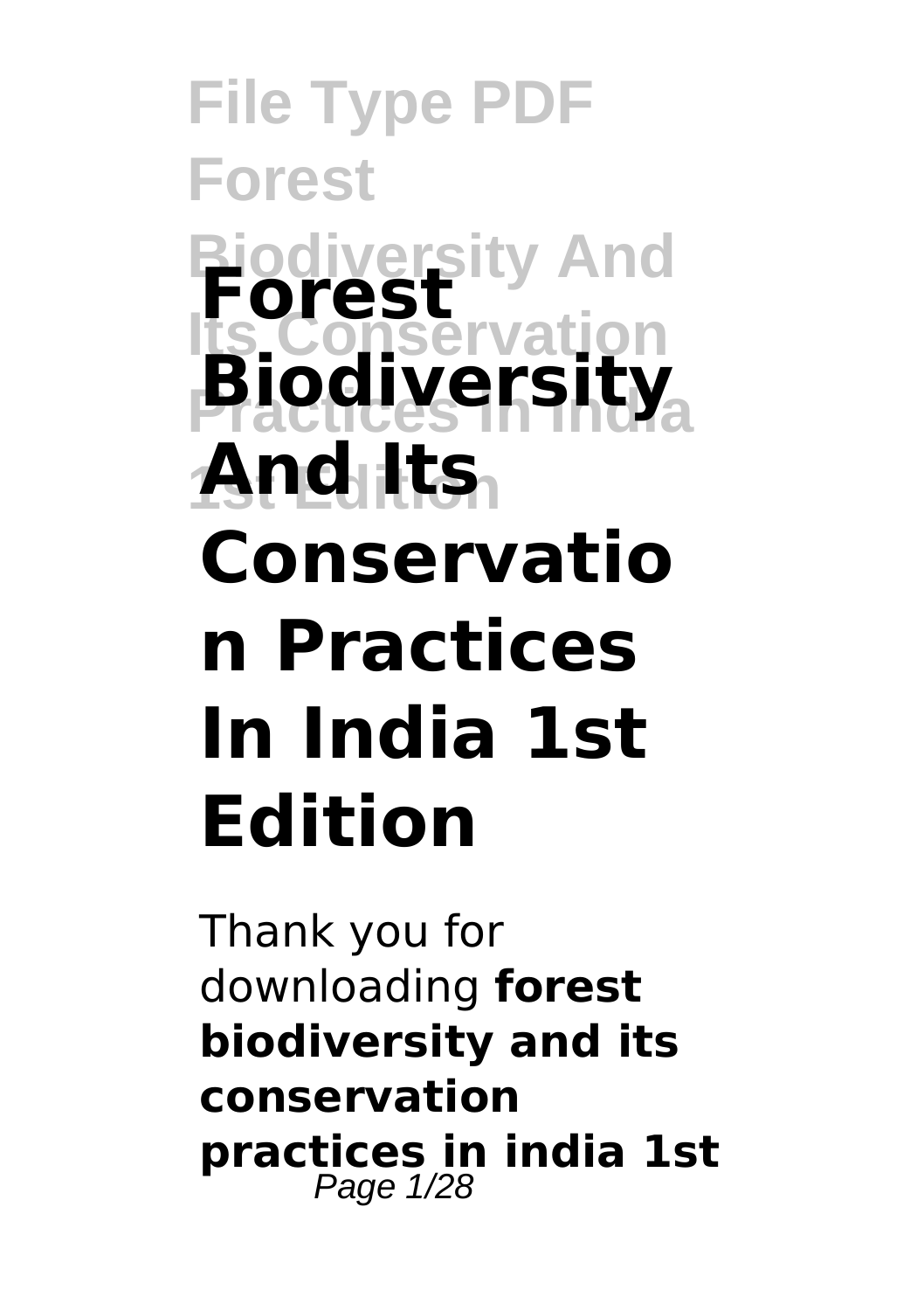# Forest Biodiversity And Its Conservation Practices In India 1st Edition

Thank you for downloading **forest biodiversity and its conservation practices in india 1st**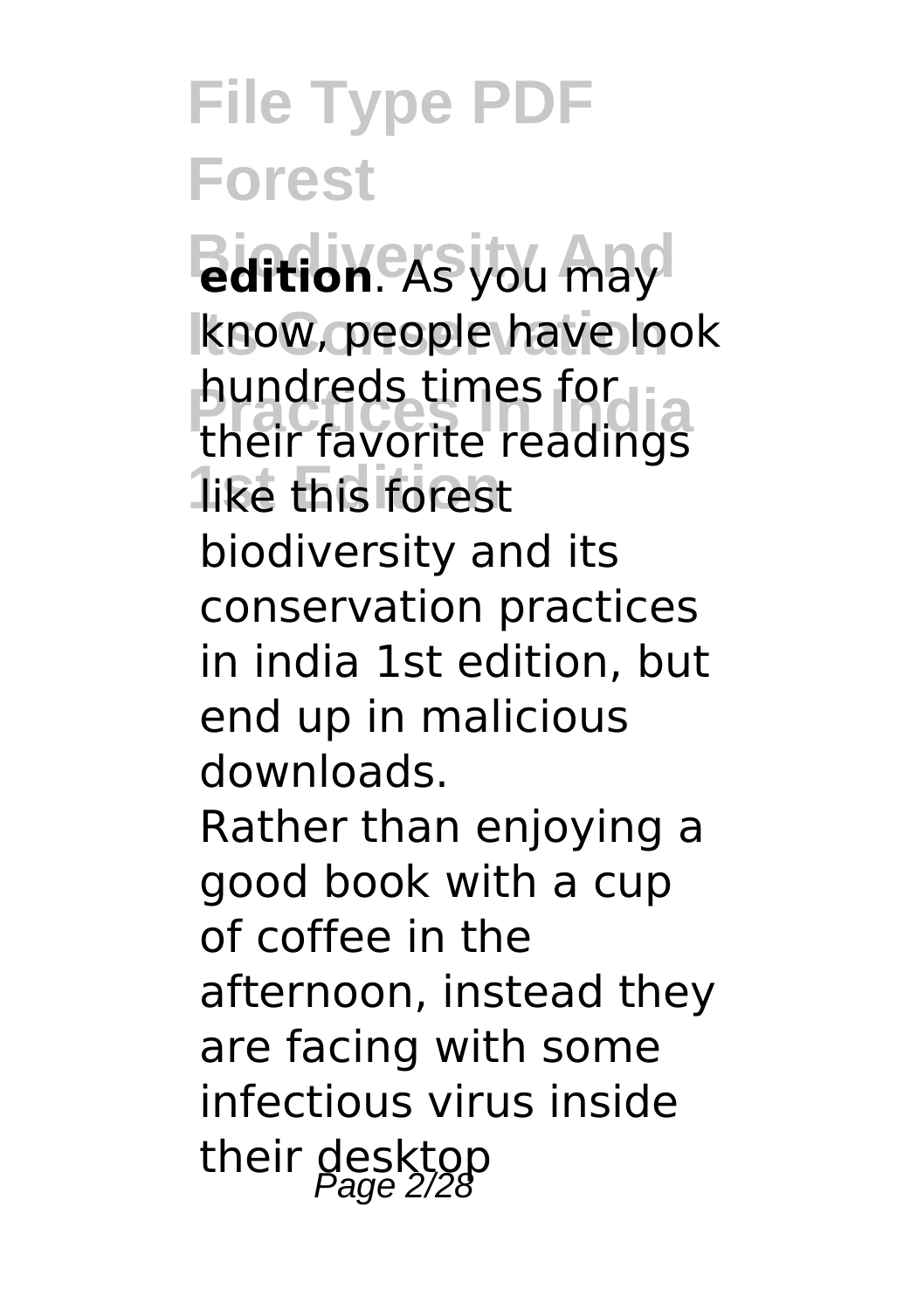**edition**. As you may know, people have look hundreds times for their favorite readings like this forest biodiversity and its conservation practices in india 1st edition, but end up in malicious downloads.

Rather than enjoying a good book with a cup of coffee in the afternoon, instead they are facing with some infectious virus inside their desktop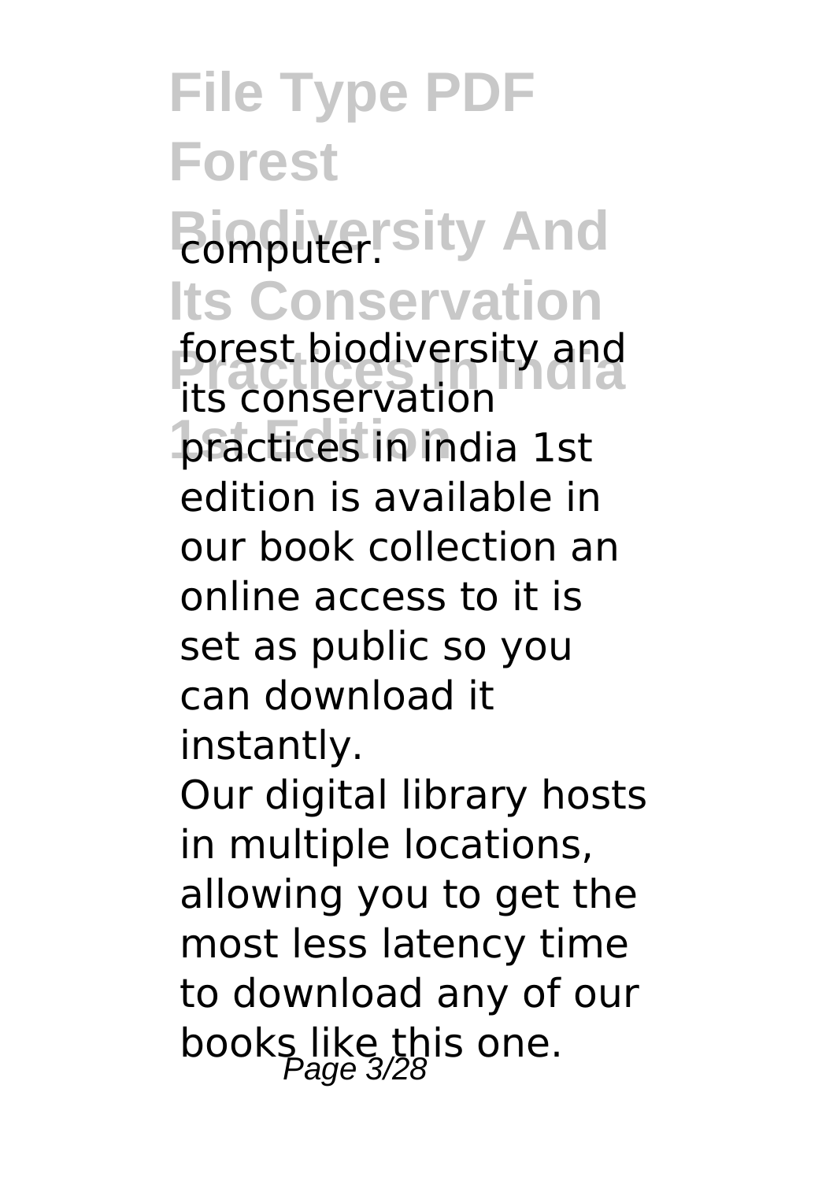computer.

forest biodiversity and its conservation practices in india 1st edition is available in our book collection an online access to it is set as public so you can download it instantly.

Our digital library hosts in multiple locations, allowing you to get the most less latency time to download any of our books like this one.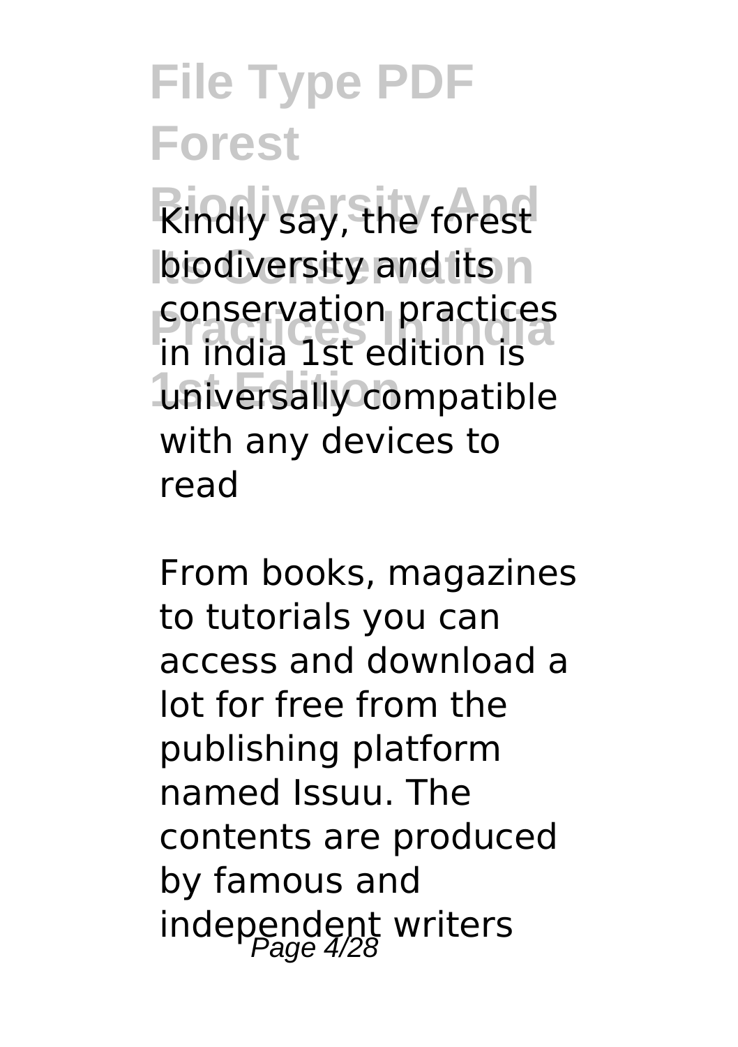Kindly say, the forest biodiversity and its conservation practices in india 1st edition is universally compatible with any devices to read

From books, magazines to tutorials you can access and download a lot for free from the publishing platform named Issuu. The contents are produced by famous and independent writers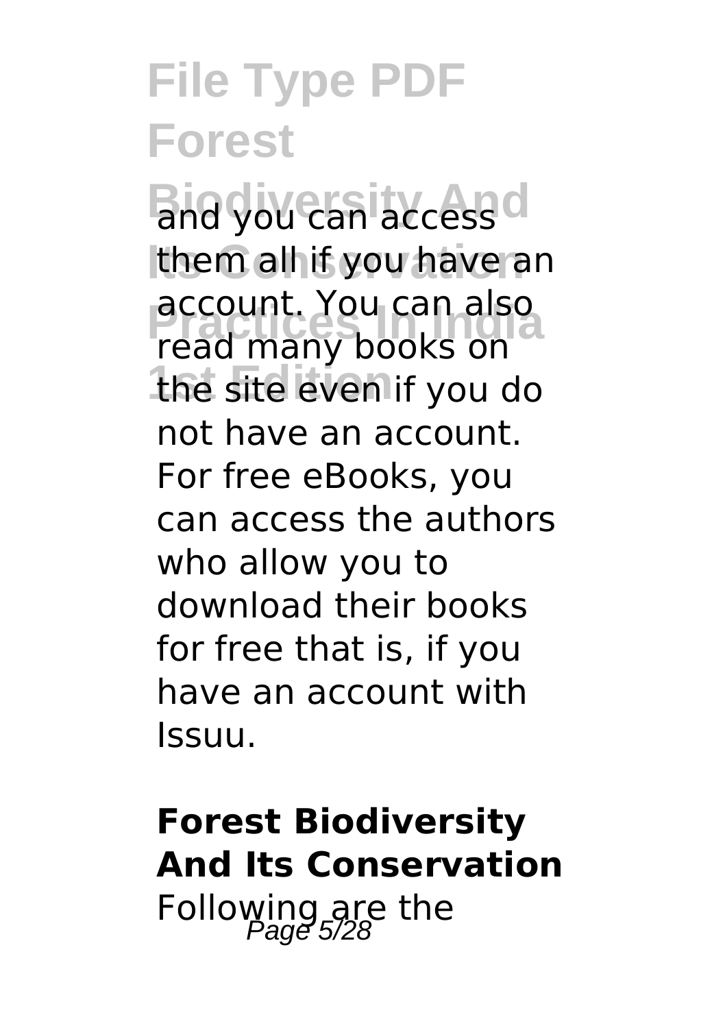and you can access them all if you have an account. You can also read many books on the site even if you do not have an account. For free eBooks, you can access the authors who allow you to download their books for free that is, if you have an account with Issuu.

**Forest Biodiversity And Its Conservation**

Following are the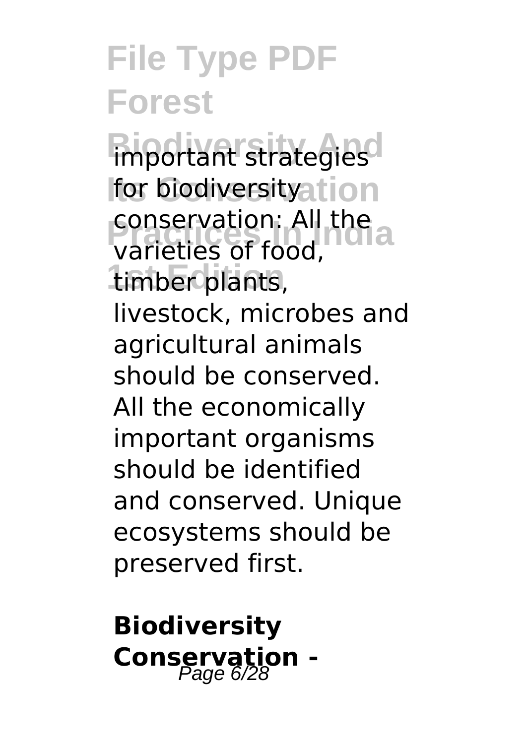important strategies for biodiversity conservation: All the varieties of food, timber plants, livestock, microbes and agricultural animals should be conserved. All the economically important organisms should be identified and conserved. Unique ecosystems should be preserved first.

**Biodiversity Conservation -**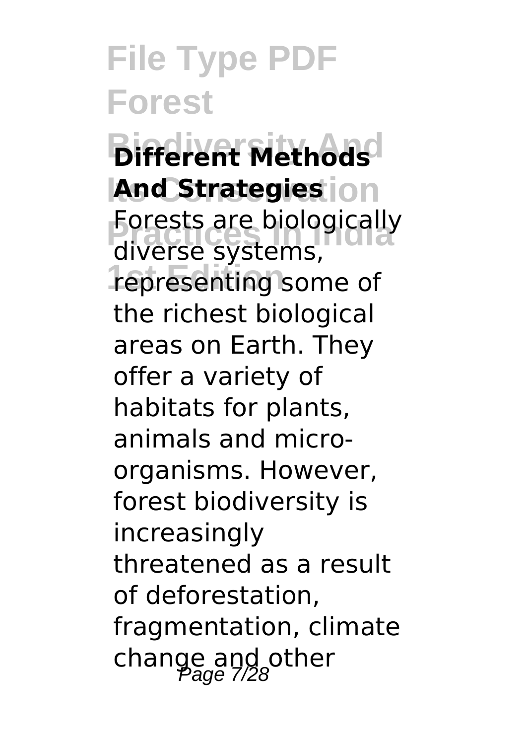**Different Methods And Strategies**

Forests are biologically diverse systems, representing some of the richest biological areas on Earth. They offer a variety of habitats for plants, animals and micro-organisms. However, forest biodiversity is increasingly threatened as a result of deforestation, fragmentation, climate change and other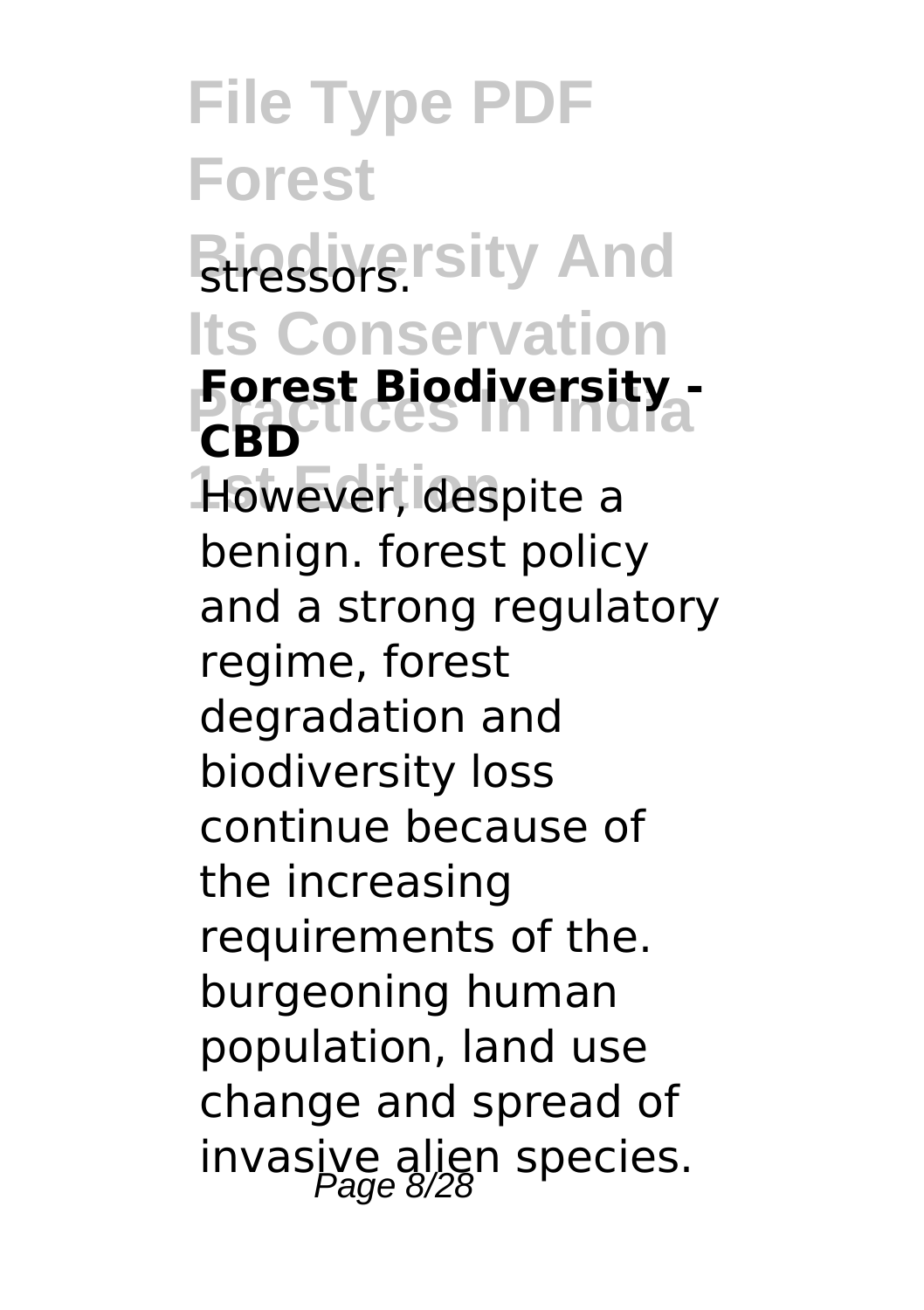stressors.

**Forest Biodiversity - CBD**

However, despite a benign. forest policy and a strong regulatory regime, forest degradation and biodiversity loss continue because of the increasing requirements of the. burgeoning human population, land use change and spread of invasive alien species.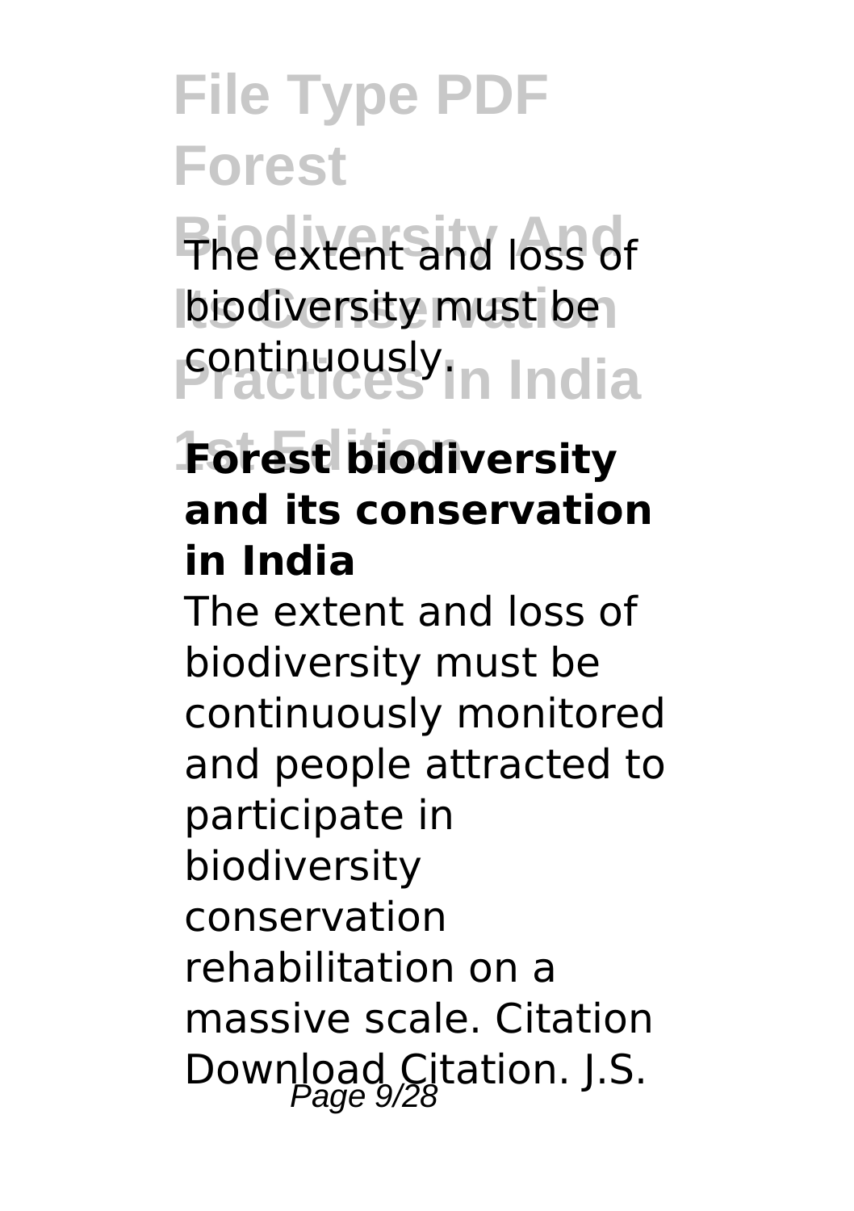The extent and loss of biodiversity must be continuously.

### Forest biodiversity and its conservation in India

The extent and loss of biodiversity must be continuously monitored and people attracted to participate in biodiversity conservation rehabilitation on a massive scale. Citation Download Citation. J.S.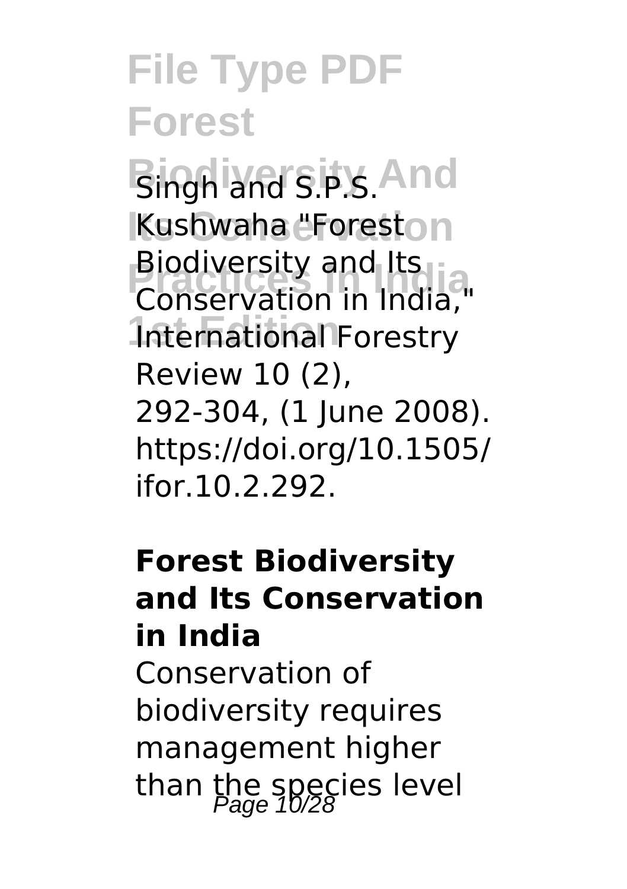Singh and S.P.S. Kushwaha "Forest Biodiversity and Its Conservation in India," International Forestry Review 10 (2), 292-304, (1 June 2008). https://doi.org/10.1505/ifor.10.2.292.

**Forest Biodiversity and Its Conservation in India**

Conservation of biodiversity requires management higher than the species level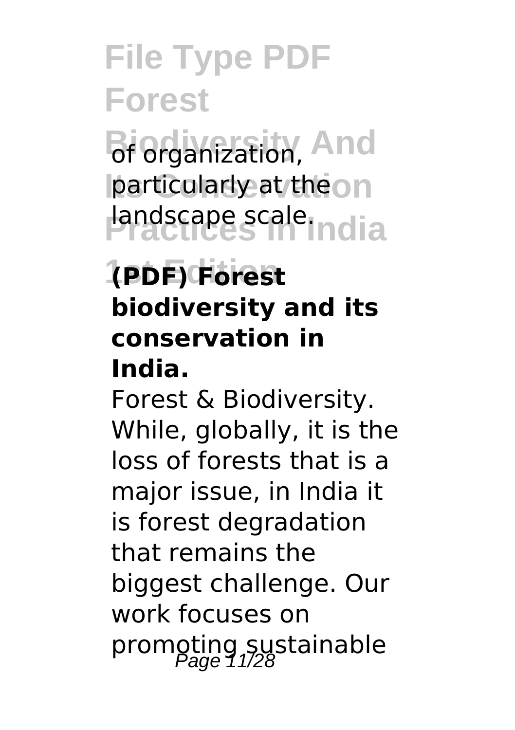of organization, particularly at the landscape scale.

**(PDF) Forest biodiversity and its conservation in India.**

Forest & Biodiversity. While, globally, it is the loss of forests that is a major issue, in India it is forest degradation that remains the biggest challenge. Our work focuses on promoting sustainable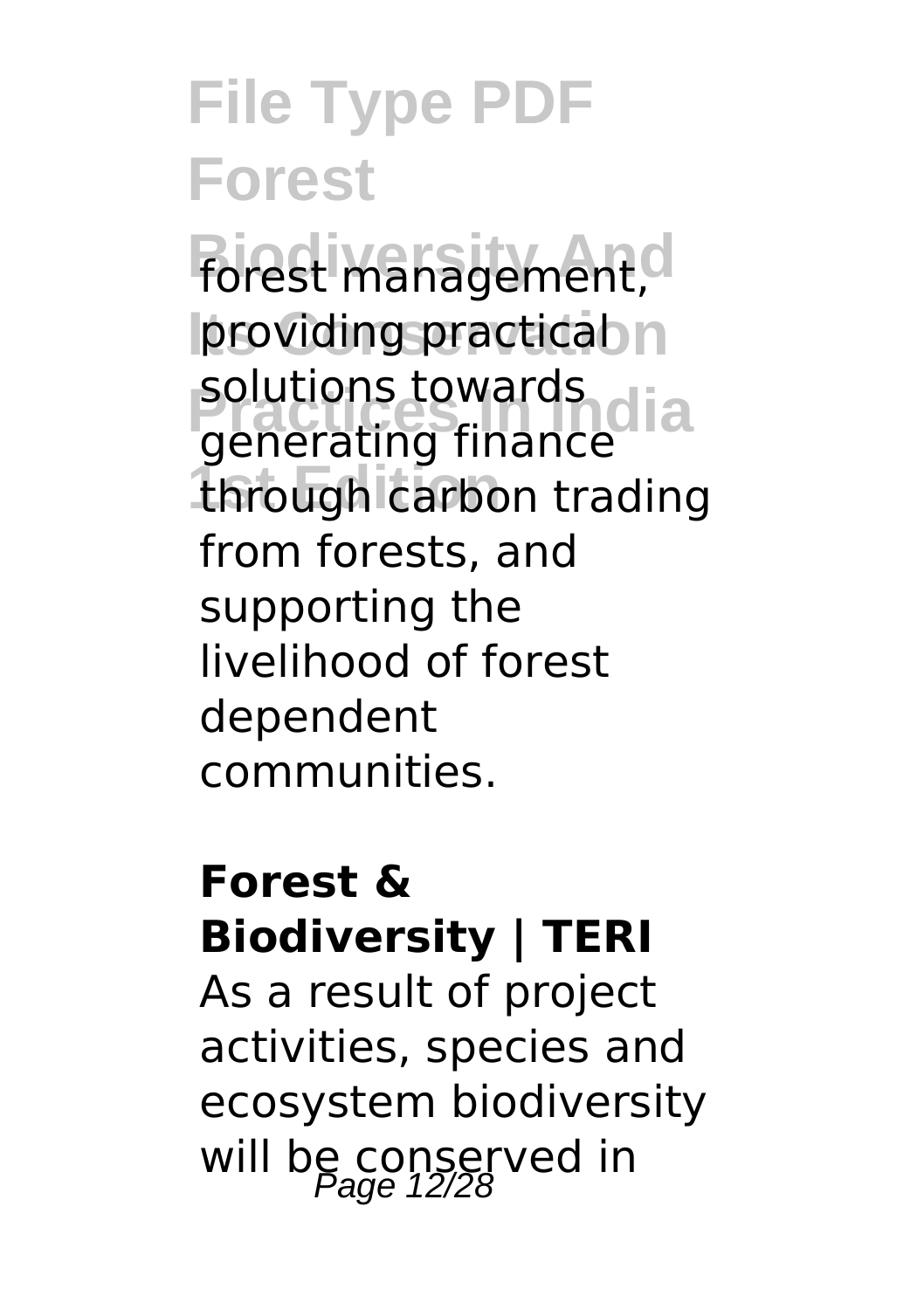forest management, providing practical solutions towards generating finance through carbon trading from forests, and supporting the livelihood of forest dependent communities.

**Forest & Biodiversity | TERI**

As a result of project activities, species and ecosystem biodiversity will be conserved in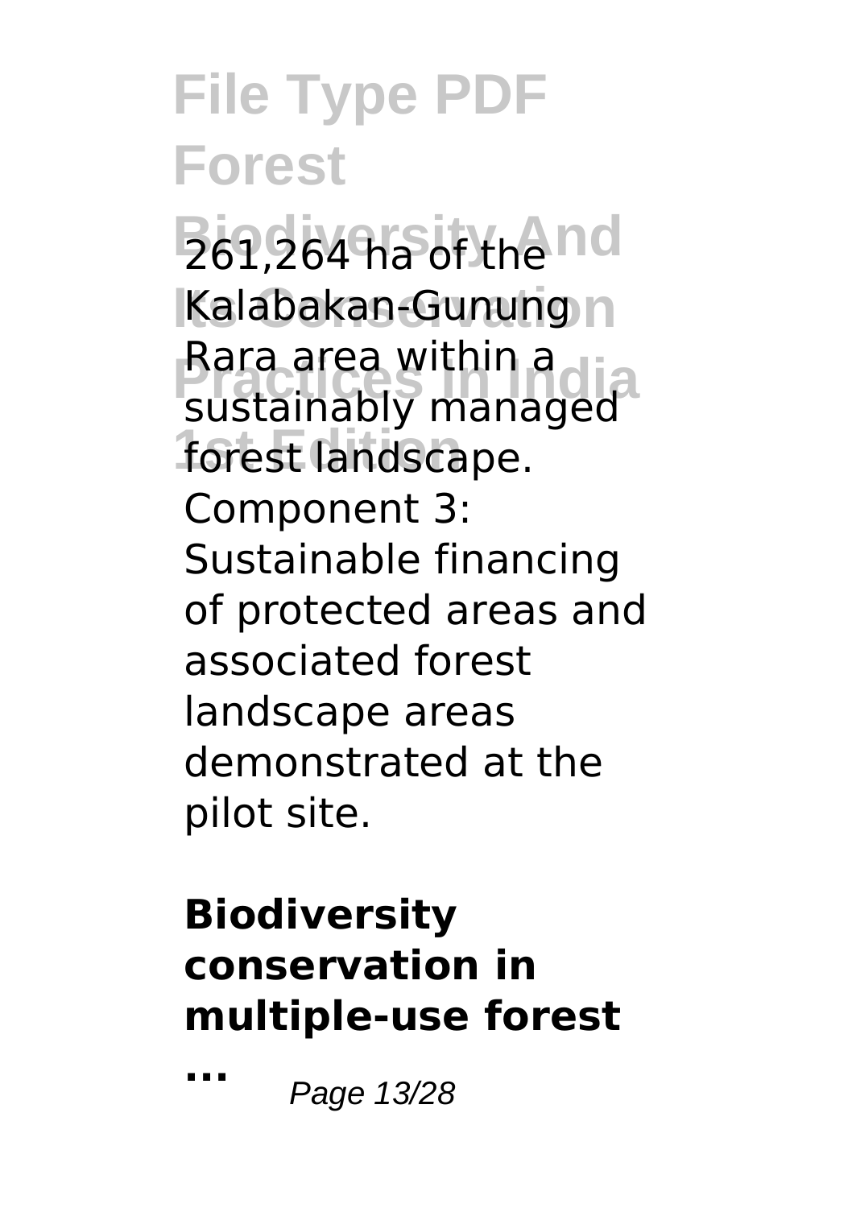261,264 ha of the Kalabakan-Gunung Rara area within a sustainably managed forest landscape. Component 3: Sustainable financing of protected areas and associated forest landscape areas demonstrated at the pilot site.

### Biodiversity conservation in multiple-use forest ...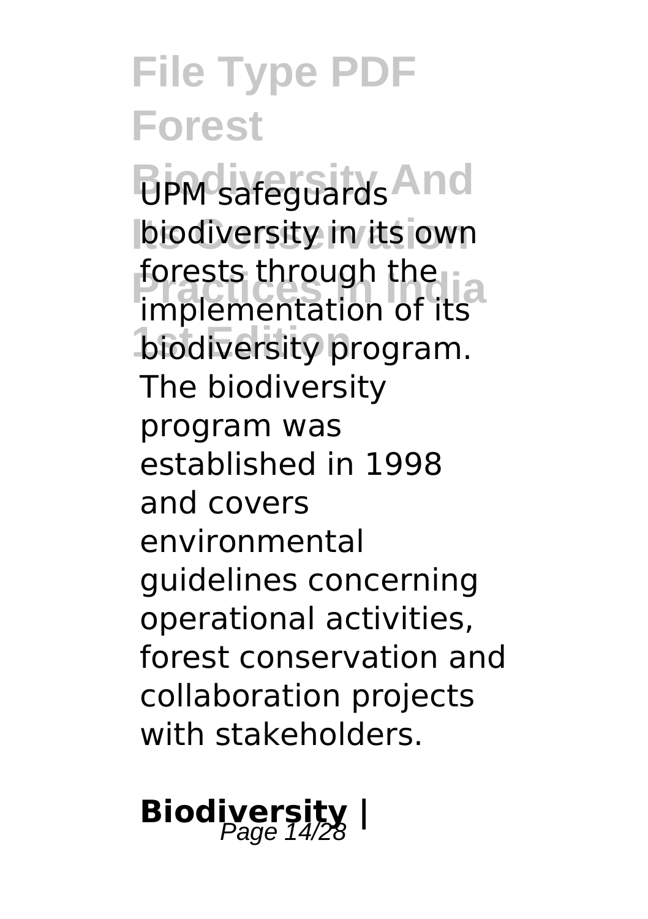UPM safeguards biodiversity in its own forests through the implementation of its biodiversity program. The biodiversity program was established in 1998 and covers environmental guidelines concerning operational activities, forest conservation and collaboration projects with stakeholders.

## Biodiversity |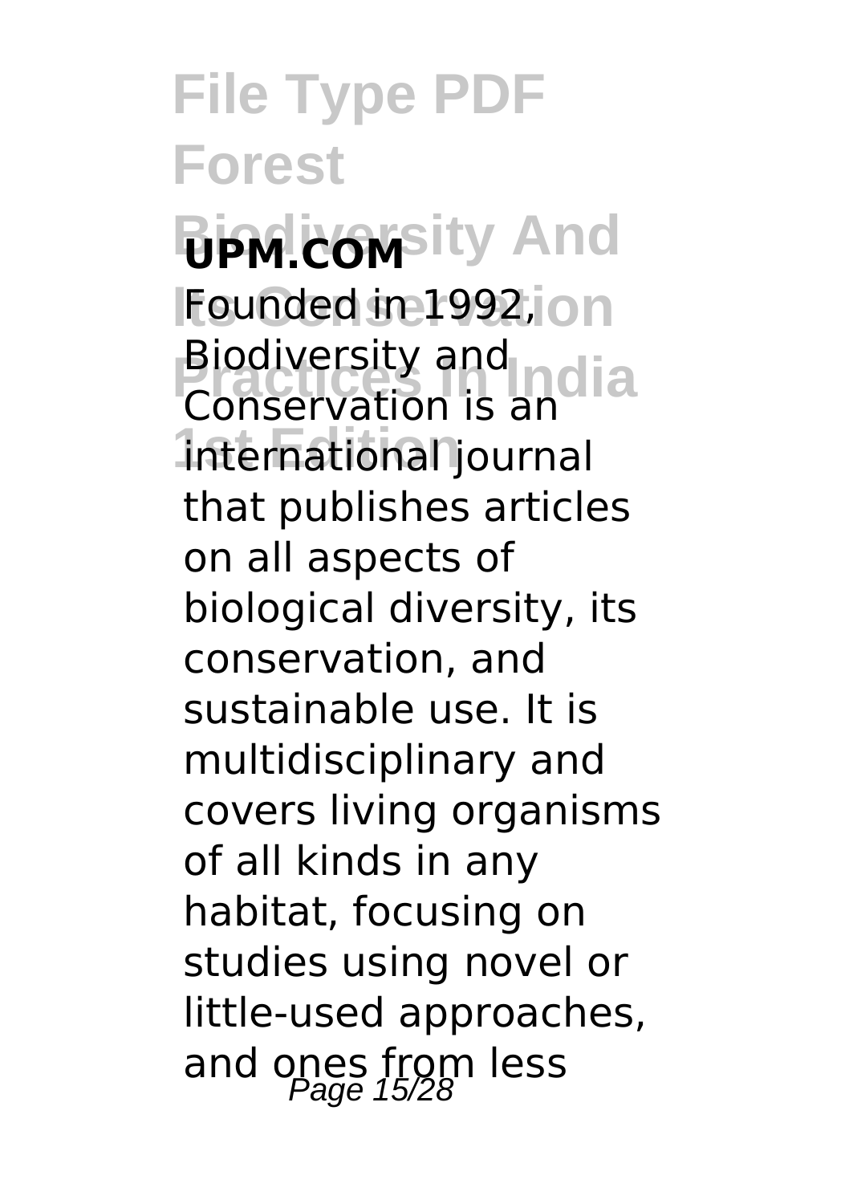**UPM.COM**

Founded in 1992, Biodiversity and Conservation is an international journal that publishes articles on all aspects of biological diversity, its conservation, and sustainable use. It is multidisciplinary and covers living organisms of all kinds in any habitat, focusing on studies using novel or little-used approaches, and ones from less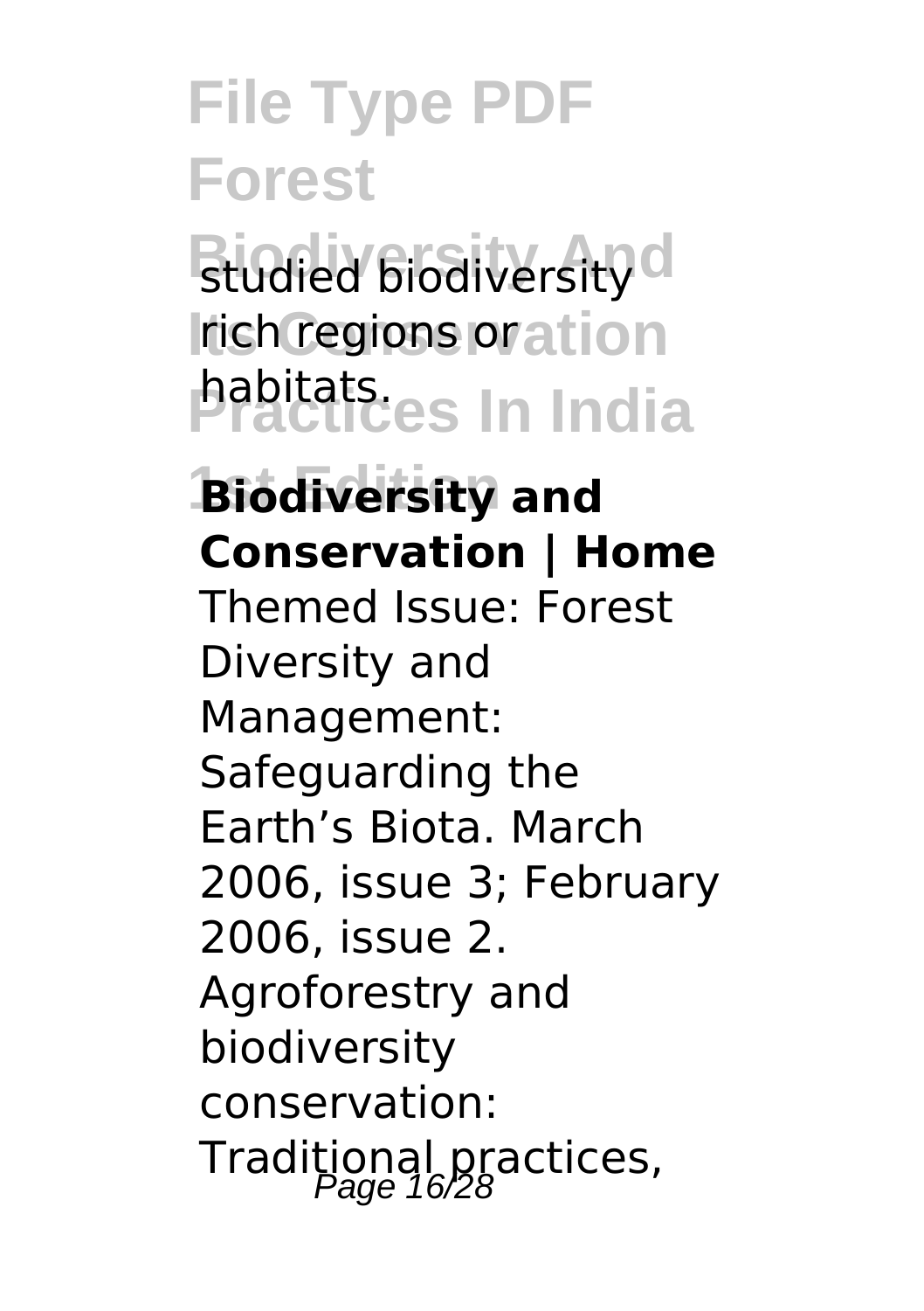studied biodiversity rich regions or habitats.

**Biodiversity and Conservation | Home**

Themed Issue: Forest Diversity and Management: Safeguarding the Earth's Biota. March 2006, issue 3; February 2006, issue 2. Agroforestry and biodiversity conservation: Traditional practices,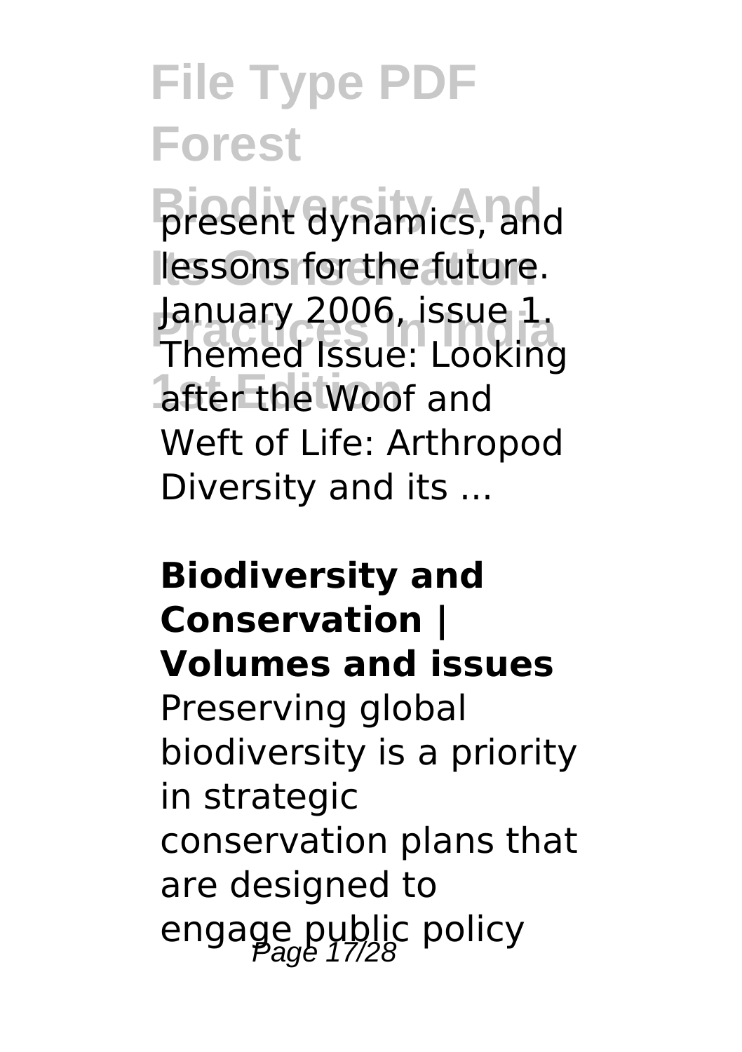present dynamics, and lessons for the future. January 2006, issue 1. Themed Issue: Looking after the Woof and Weft of Life: Arthropod Diversity and its ...

**Biodiversity and Conservation | Volumes and issues**

Preserving global biodiversity is a priority in strategic conservation plans that are designed to engage public policy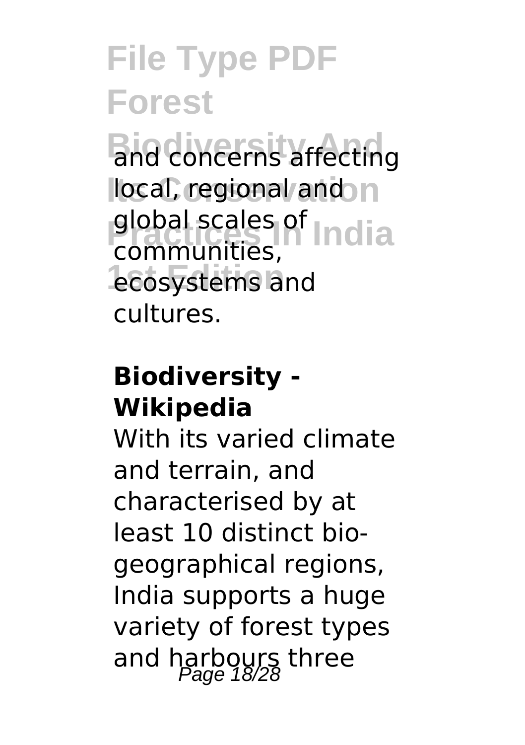and concerns affecting local, regional and global scales of communities, ecosystems and cultures.

**Biodiversity - Wikipedia**

With its varied climate and terrain, and characterised by at least 10 distinct bio-geographical regions, India supports a huge variety of forest types and harbours three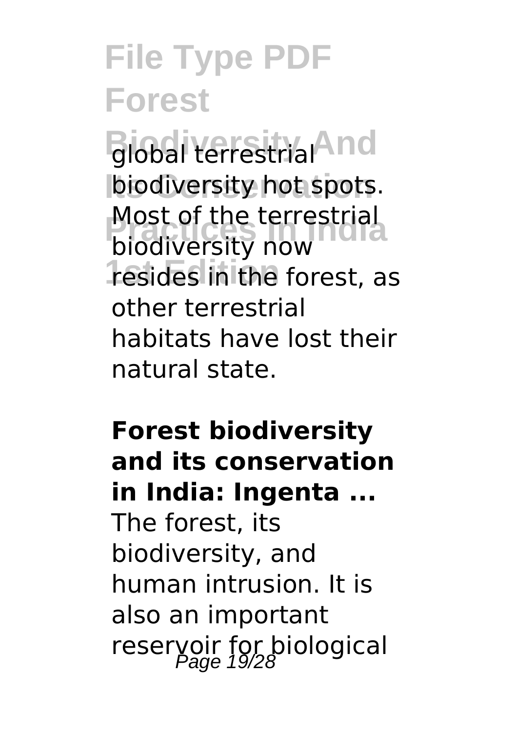global terrestrial biodiversity hot spots. Most of the terrestrial biodiversity now resides in the forest, as other terrestrial habitats have lost their natural state.

**Forest biodiversity and its conservation in India: Ingenta ...**

The forest, its biodiversity, and human intrusion. It is also an important reservoir for biological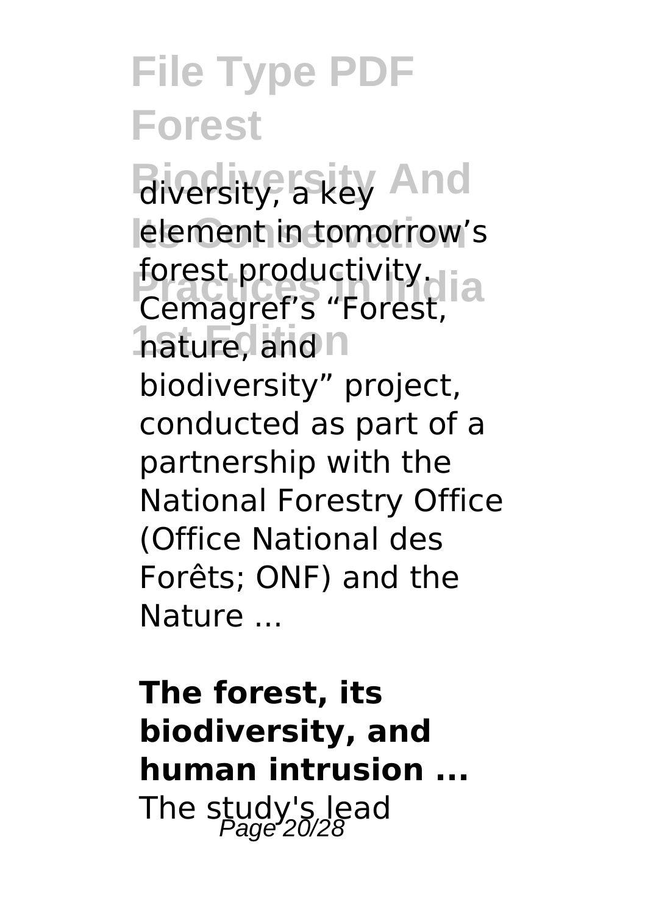diversity, a key element in tomorrow's forest productivity. Cemagref's "Forest, nature, and biodiversity" project, conducted as part of a partnership with the National Forestry Office (Office National des Forêts; ONF) and the Nature ...

**The forest, its biodiversity, and human intrusion ...**

The study's lead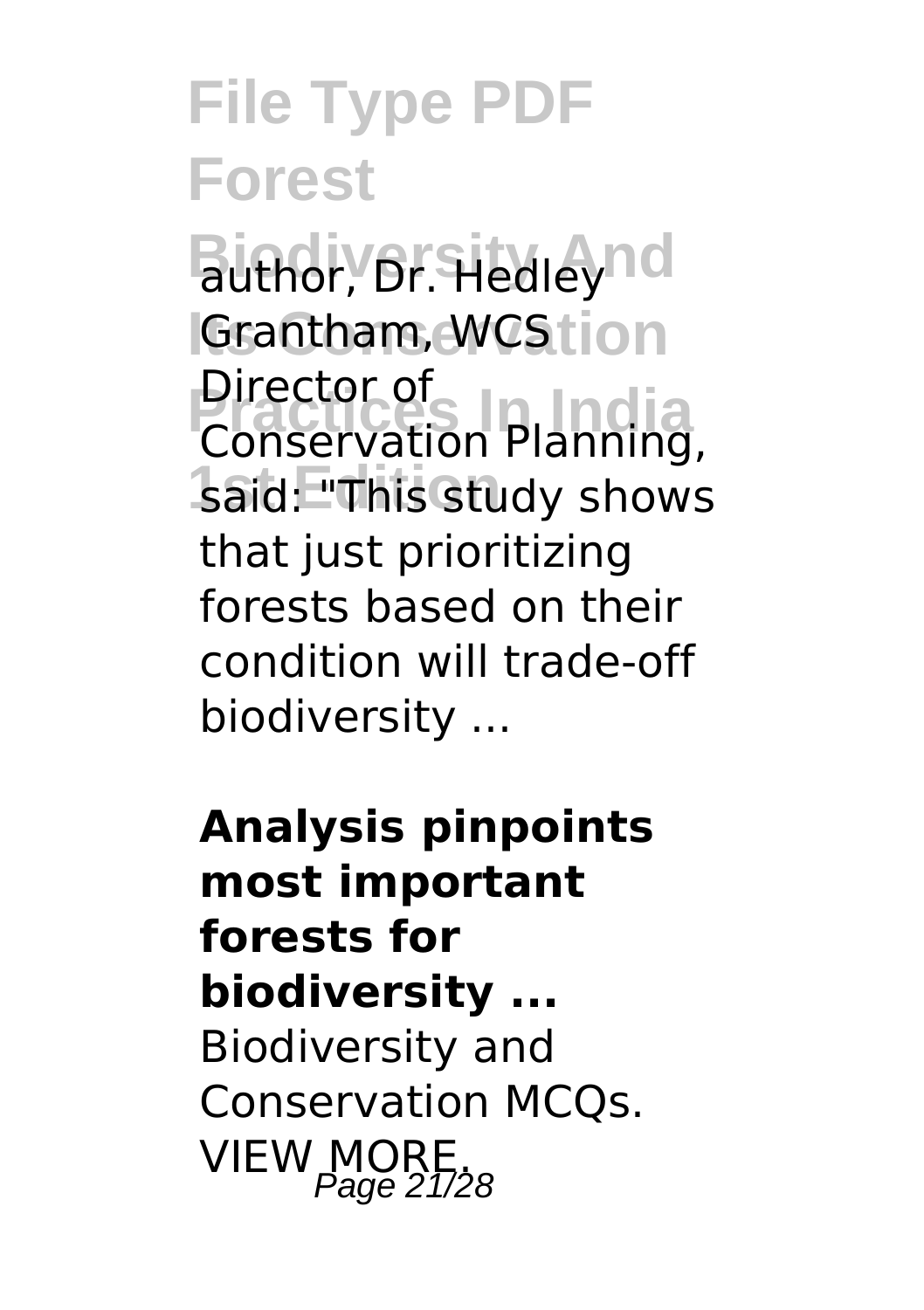author, Dr. Hedley Grantham, WCS Director of Conservation Planning, said: "This study shows that just prioritizing forests based on their condition will trade-off biodiversity ...

**Analysis pinpoints most important forests for biodiversity ...**

Biodiversity and Conservation MCQs. VIEW MORE.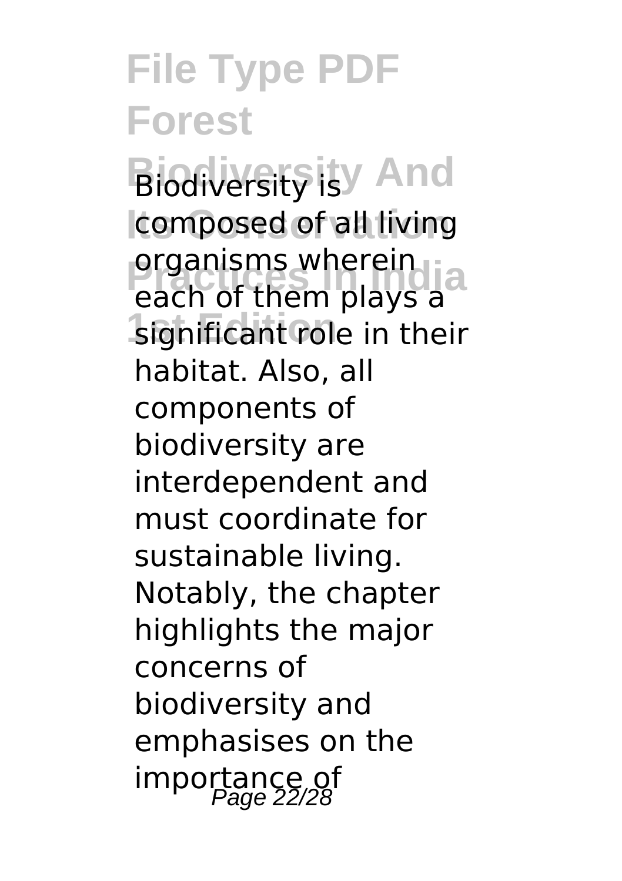Biodiversity is composed of all living organisms wherein each of them plays a significant role in their habitat. Also, all components of biodiversity are interdependent and must coordinate for sustainable living. Notably, the chapter highlights the major concerns of biodiversity and emphasises on the importance of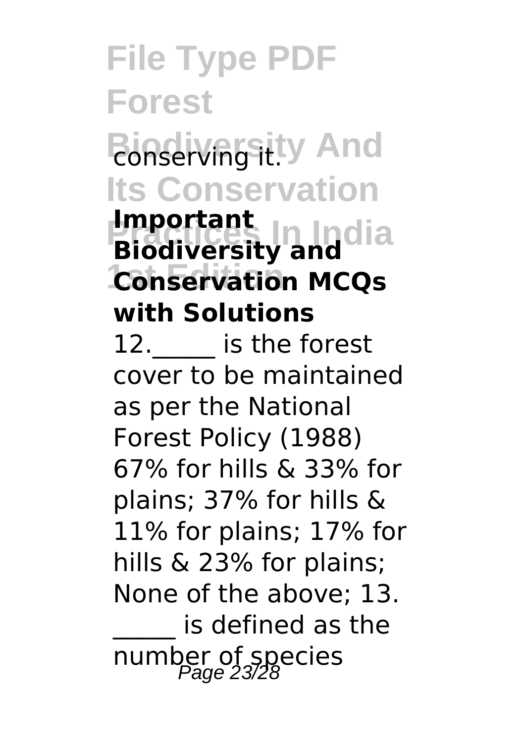conserving it.

**Important Biodiversity and Conservation MCQs with Solutions**

12.\_\_\_\_\_ is the forest cover to be maintained as per the National Forest Policy (1988) 67% for hills & 33% for plains; 37% for hills & 11% for plains; 17% for hills & 23% for plains; None of the above; 13. \_\_\_\_\_ is defined as the number of species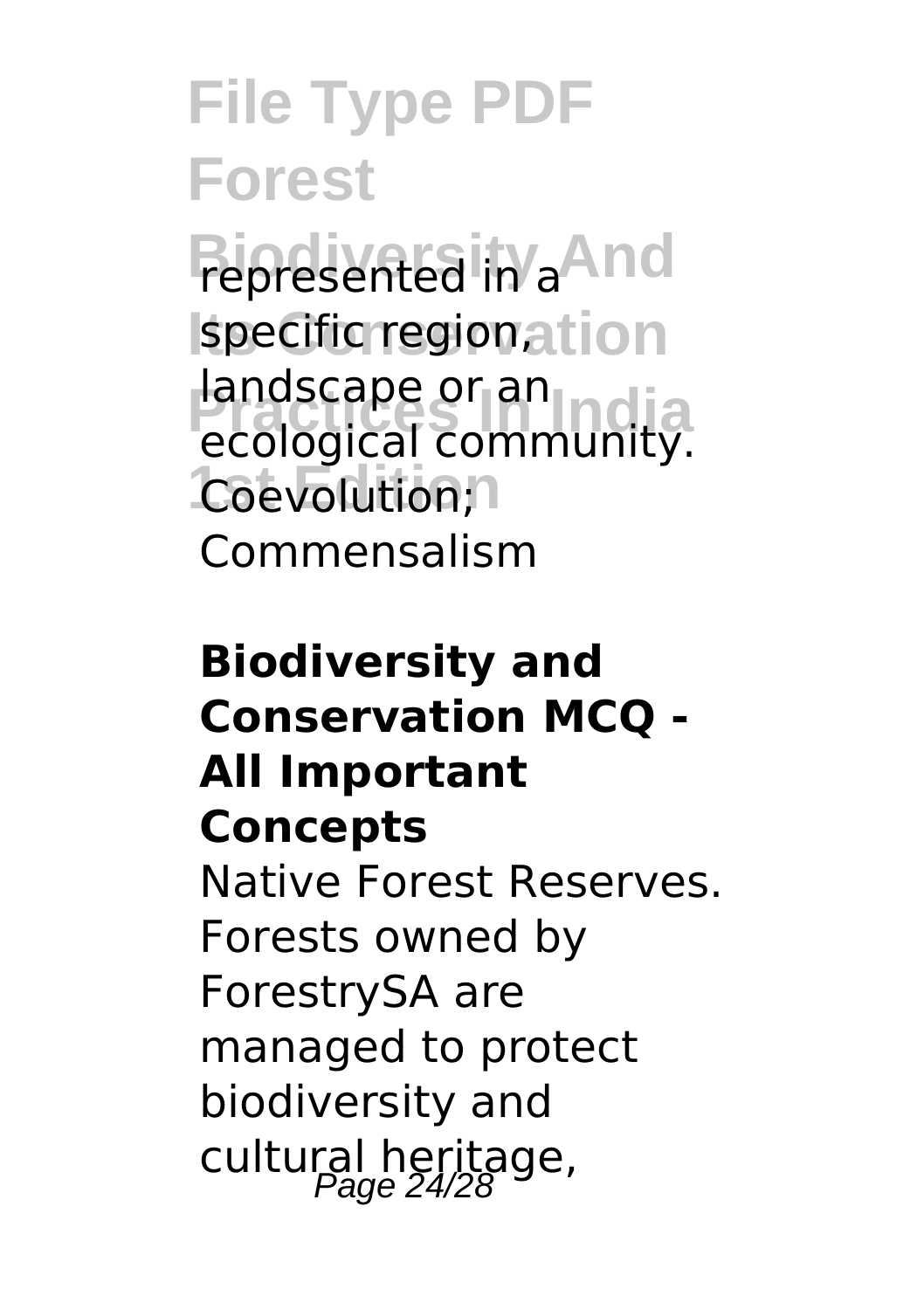represented in a specific region, landscape or an ecological community. Coevolution; Commensalism

**Biodiversity and Conservation MCQ - All Important Concepts**

Native Forest Reserves. Forests owned by ForestrySA are managed to protect biodiversity and cultural heritage,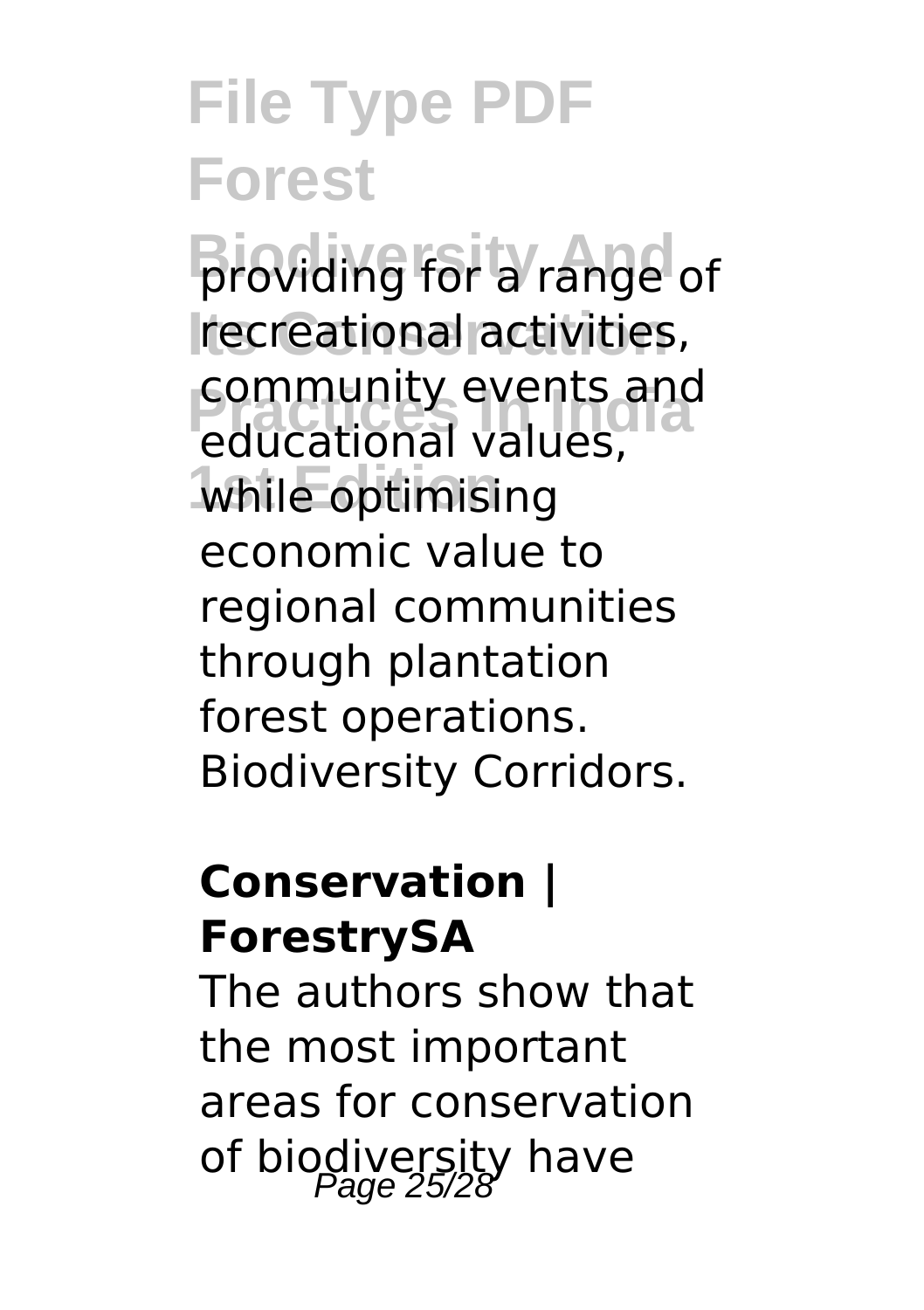providing for a range of recreational activities, community events and educational values, while optimising economic value to regional communities through plantation forest operations. Biodiversity Corridors.

**Conservation | ForestrySA**

The authors show that the most important areas for conservation of biodiversity have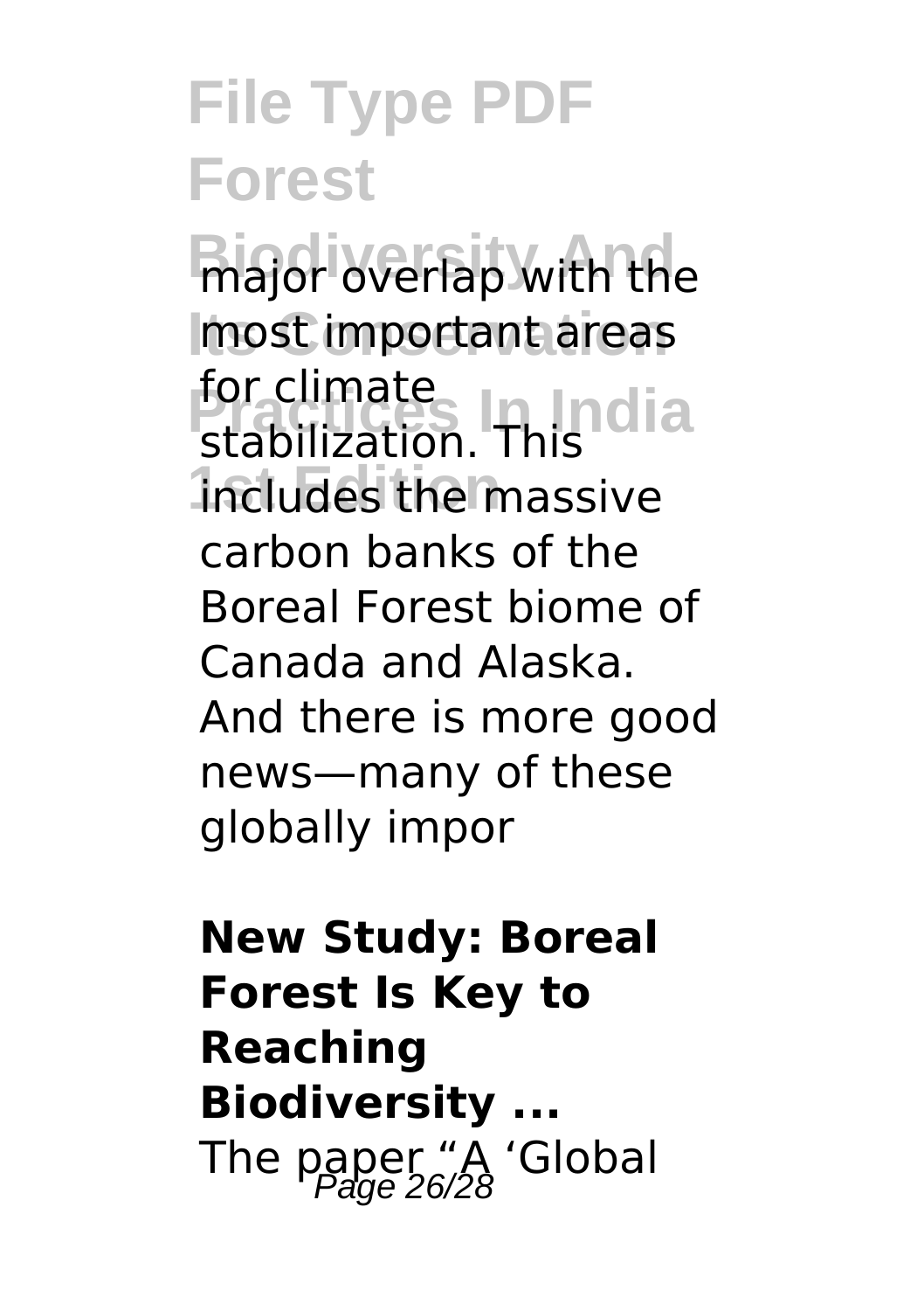major overlap with the most important areas for climate stabilization. This includes the massive carbon banks of the Boreal Forest biome of Canada and Alaska. And there is more good news—many of these globally impor

**New Study: Boreal Forest Is Key to Reaching Biodiversity ...**

The paper "A 'Global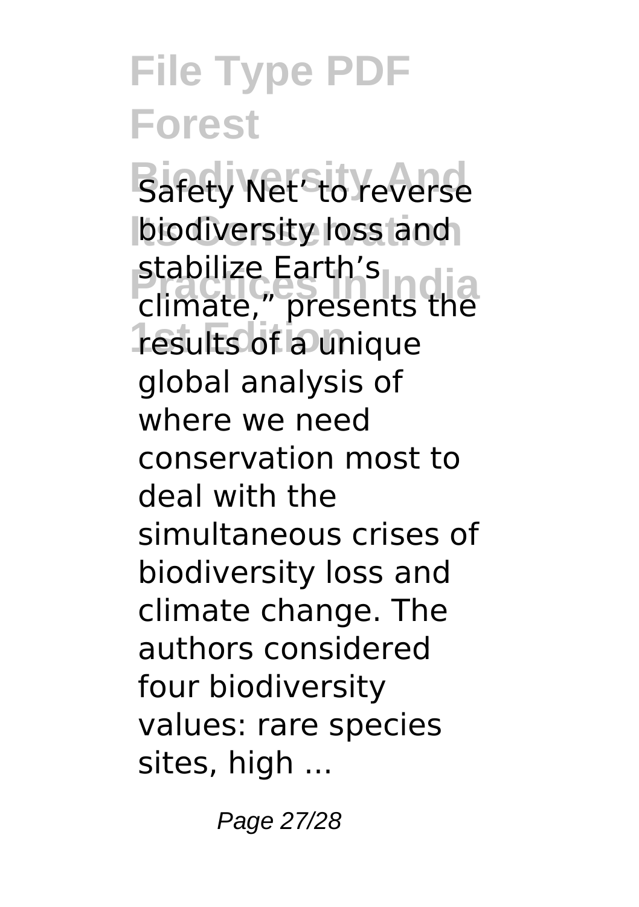Safety Net' to reverse biodiversity loss and stabilize Earth's climate," presents the results of a unique global analysis of where we need conservation most to deal with the simultaneous crises of biodiversity loss and climate change. The authors considered four biodiversity values: rare species sites, high ...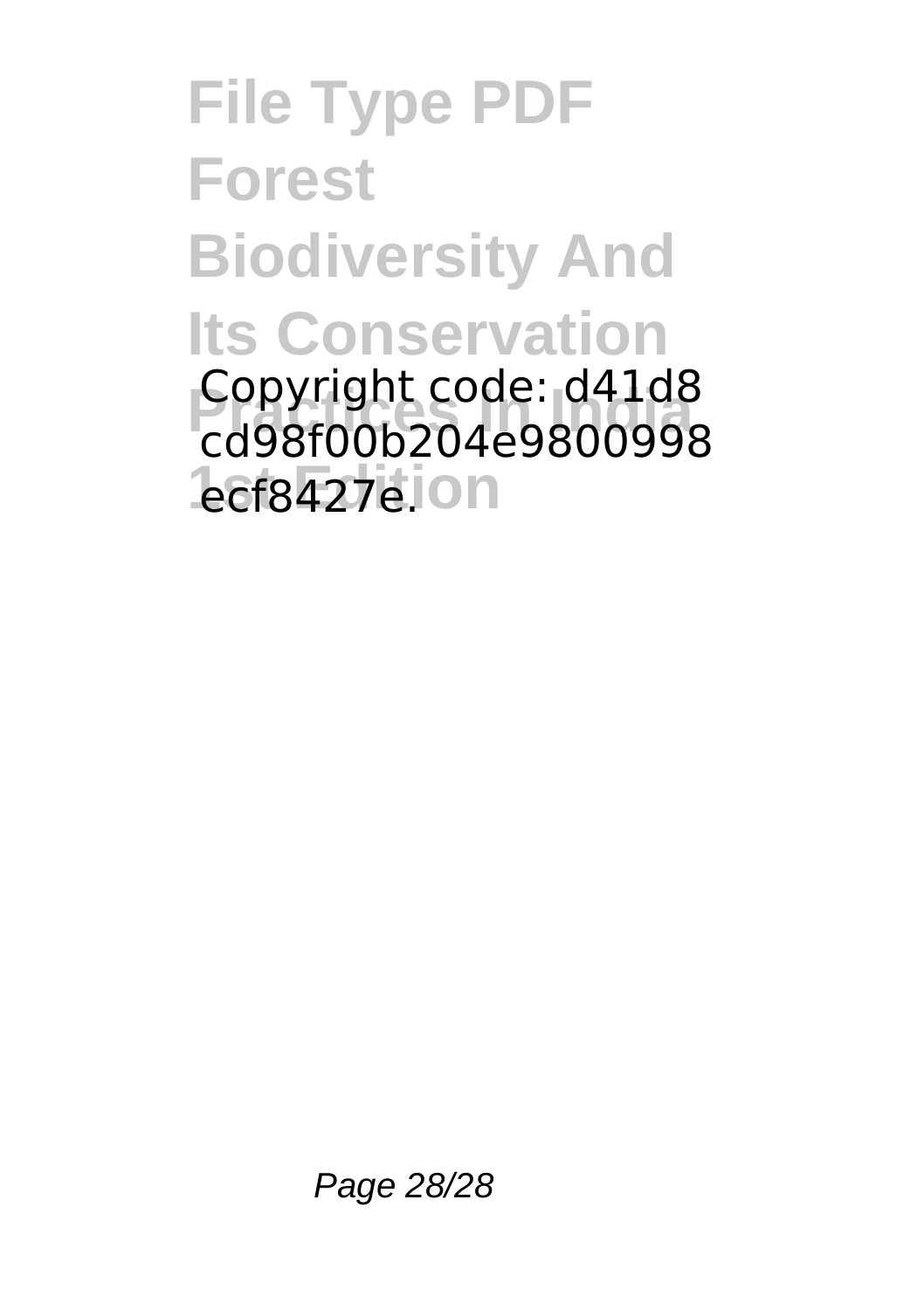# File Type PDF Forest Biodiversity And Its Conservation Practices In India 1st Edition

Copyright code: d41d8cd98f00b204e9800998ecf8427e.